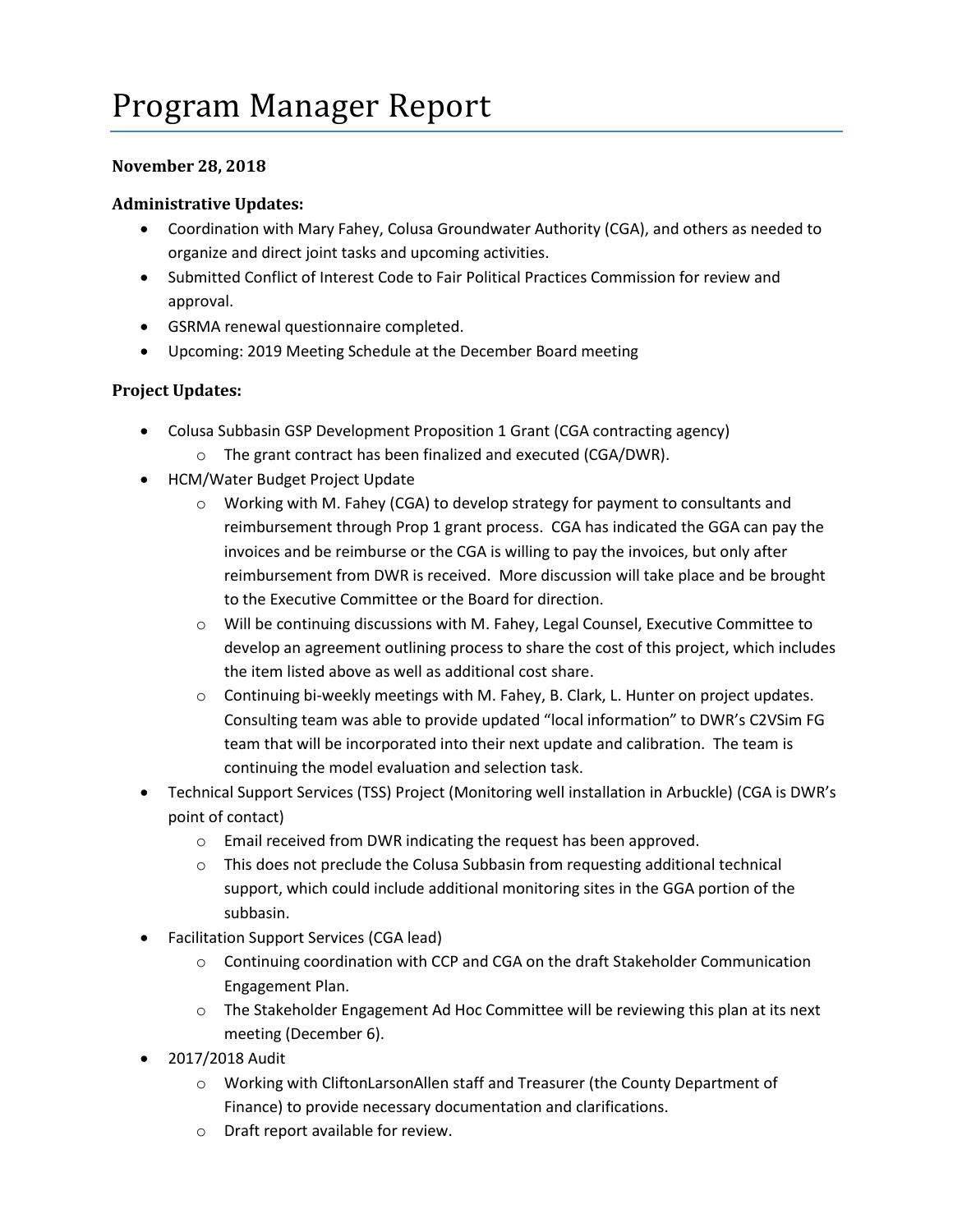# Program Manager Report

**November 28, 2018**

**Administrative Updates:**

- Coordination with Mary Fahey, Colusa Groundwater Authority (CGA), and others as needed to organize and direct joint tasks and upcoming activities.
- Submitted Conflict of Interest Code to Fair Political Practices Commission for review and approval.
- GSRMA renewal questionnaire completed.
- Upcoming: 2019 Meeting Schedule at the December Board meeting

**Project Updates:**

- Colusa Subbasin GSP Development Proposition 1 Grant (CGA contracting agency)
  - The grant contract has been finalized and executed (CGA/DWR).
- HCM/Water Budget Project Update
  - Working with M. Fahey (CGA) to develop strategy for payment to consultants and reimbursement through Prop 1 grant process. CGA has indicated the GGA can pay the invoices and be reimburse or the CGA is willing to pay the invoices, but only after reimbursement from DWR is received. More discussion will take place and be brought to the Executive Committee or the Board for direction.
  - Will be continuing discussions with M. Fahey, Legal Counsel, Executive Committee to develop an agreement outlining process to share the cost of this project, which includes the item listed above as well as additional cost share.
  - Continuing bi-weekly meetings with M. Fahey, B. Clark, L. Hunter on project updates. Consulting team was able to provide updated "local information" to DWR's C2VSim FG team that will be incorporated into their next update and calibration. The team is continuing the model evaluation and selection task.
- Technical Support Services (TSS) Project (Monitoring well installation in Arbuckle) (CGA is DWR's point of contact)
  - Email received from DWR indicating the request has been approved.
  - This does not preclude the Colusa Subbasin from requesting additional technical support, which could include additional monitoring sites in the GGA portion of the subbasin.
- Facilitation Support Services (CGA lead)
  - Continuing coordination with CCP and CGA on the draft Stakeholder Communication Engagement Plan.
  - The Stakeholder Engagement Ad Hoc Committee will be reviewing this plan at its next meeting (December 6).
- 2017/2018 Audit
  - Working with CliftonLarsonAllen staff and Treasurer (the County Department of Finance) to provide necessary documentation and clarifications.
  - Draft report available for review.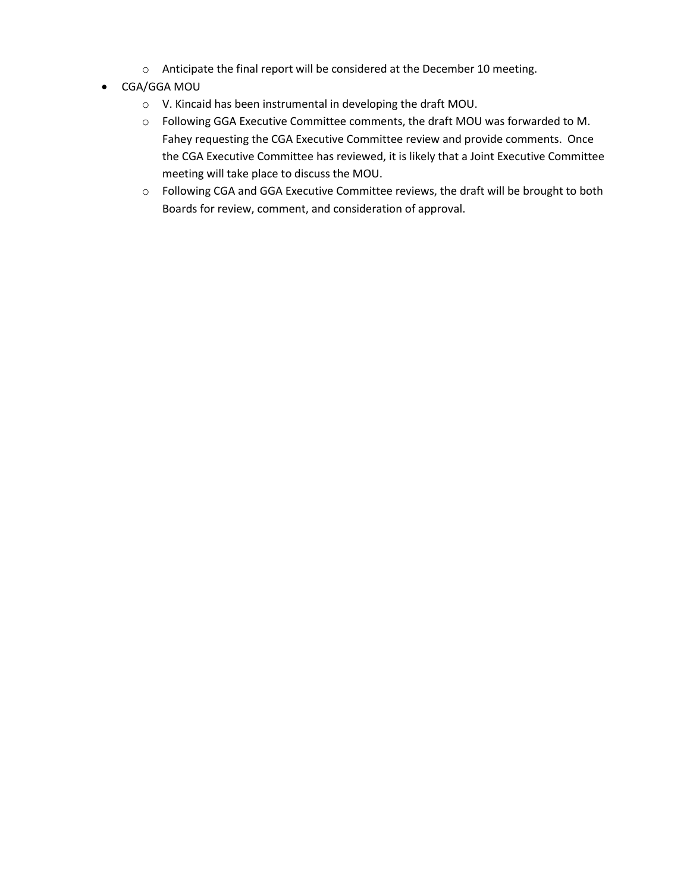- Anticipate the final report will be considered at the December 10 meeting.
- CGA/GGA MOU
  - V. Kincaid has been instrumental in developing the draft MOU.
  - Following GGA Executive Committee comments, the draft MOU was forwarded to M. Fahey requesting the CGA Executive Committee review and provide comments. Once the CGA Executive Committee has reviewed, it is likely that a Joint Executive Committee meeting will take place to discuss the MOU.
  - Following CGA and GGA Executive Committee reviews, the draft will be brought to both Boards for review, comment, and consideration of approval.